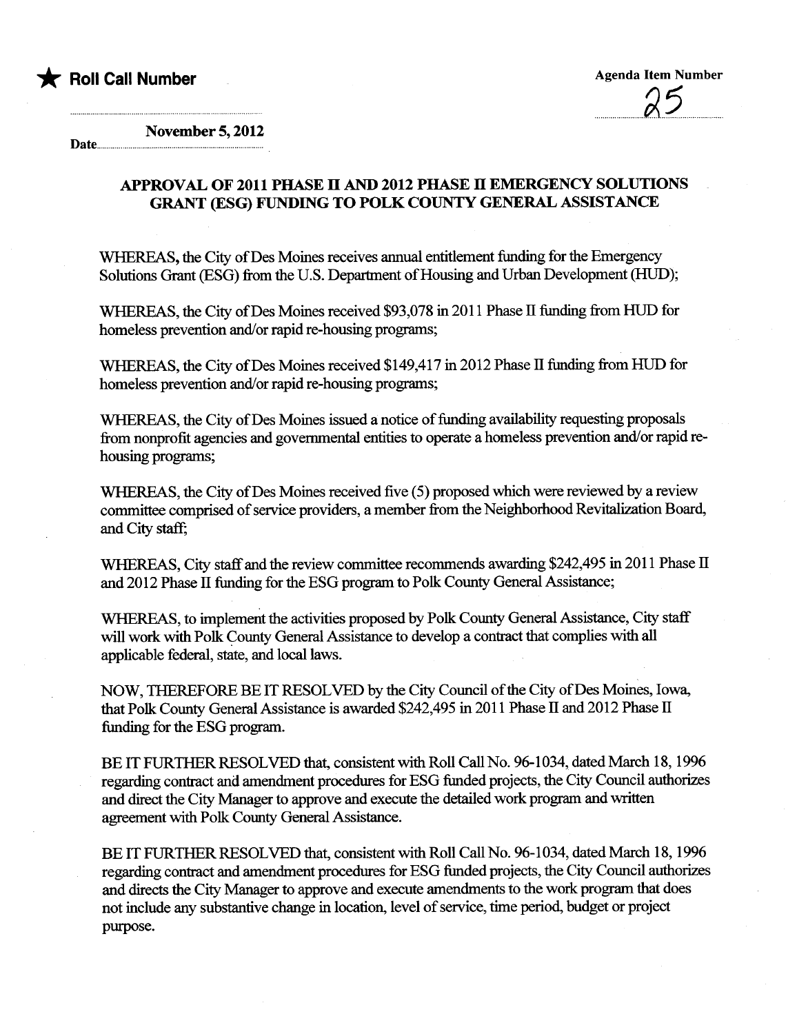★ **Roll Call Number**

Agenda Item Number

25

Date November 5, 2012

## APPROVAL OF 2011 PHASE II AND 2012 PHASE II EMERGENCY SOLUTIONS GRANT (ESG) FUNDING TO POLK COUNTY GENERAL ASSISTANCE

WHEREAS, the City of Des Moines receives annual entitlement funding for the Emergency Solutions Grant (ESG) from the U.S. Department of Housing and Urban Development (HUD);

WHEREAS, the City of Des Moines received $93,078 in 2011 Phase II funding from HUD for homeless prevention and/or rapid re-housing programs;

WHEREAS, the City of Des Moines received $149,417 in 2012 Phase II funding from HUD for homeless prevention and/or rapid re-housing programs;

WHEREAS, the City of Des Moines issued a notice of funding availability requesting proposals from nonprofit agencies and governmental entities to operate a homeless prevention and/or rapid re-housing programs;

WHEREAS, the City of Des Moines received five (5) proposed which were reviewed by a review committee comprised of service providers, a member from the Neighborhood Revitalization Board, and City staff;

WHEREAS, City staff and the review committee recommends awarding $242,495 in 2011 Phase II and 2012 Phase II funding for the ESG program to Polk County General Assistance;

WHEREAS, to implement the activities proposed by Polk County General Assistance, City staff will work with Polk County General Assistance to develop a contract that complies with all applicable federal, state, and local laws.

NOW, THEREFORE BE IT RESOLVED by the City Council of the City of Des Moines, Iowa, that Polk County General Assistance is awarded $242,495 in 2011 Phase II and 2012 Phase II funding for the ESG program.

BE IT FURTHER RESOLVED that, consistent with Roll Call No. 96-1034, dated March 18, 1996 regarding contract and amendment procedures for ESG funded projects, the City Council authorizes and direct the City Manager to approve and execute the detailed work program and written agreement with Polk County General Assistance.

BE IT FURTHER RESOLVED that, consistent with Roll Call No. 96-1034, dated March 18, 1996 regarding contract and amendment procedures for ESG funded projects, the City Council authorizes and directs the City Manager to approve and execute amendments to the work program that does not include any substantive change in location, level of service, time period, budget or project purpose.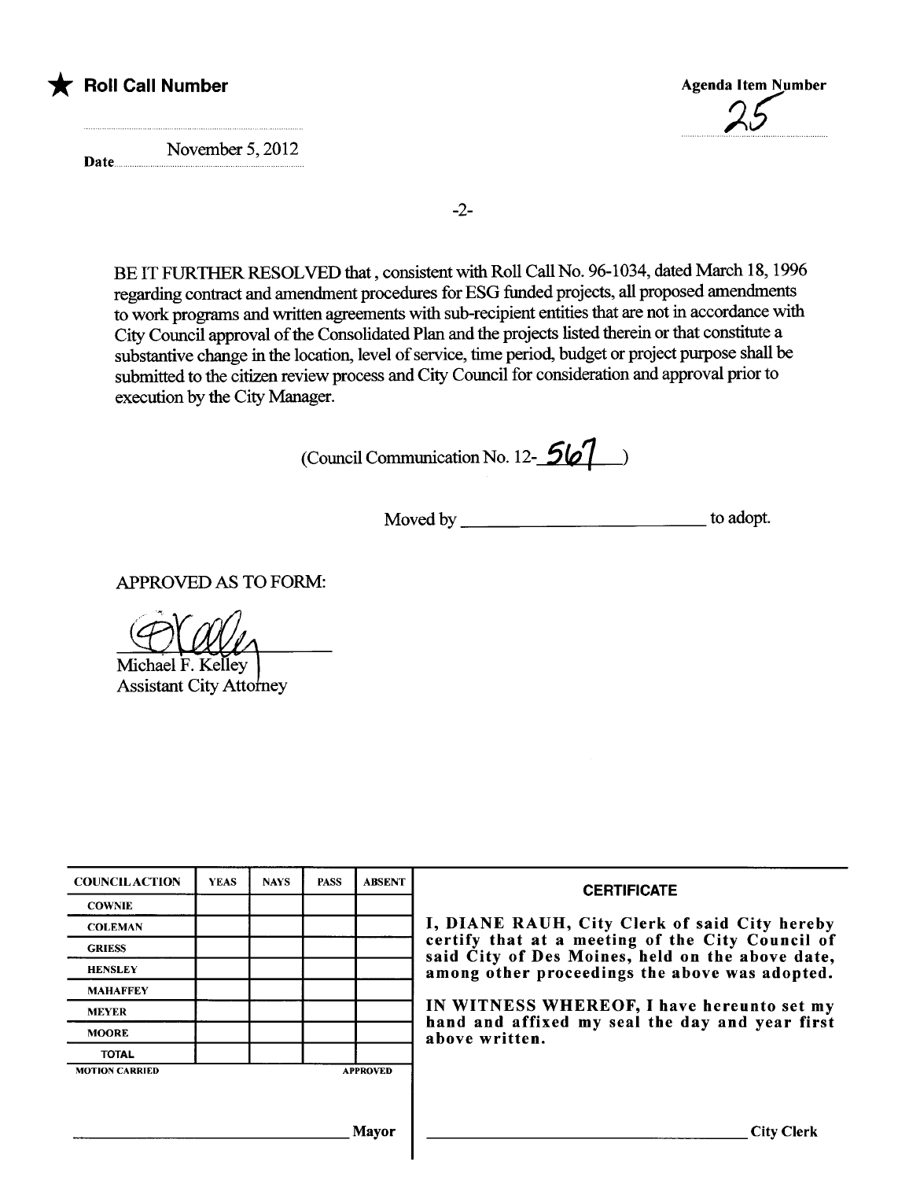★ **Roll Call Number**

Date November 5, 2012

**Agenda Item Number**

25

BE IT FURTHER RESOLVED that, consistent with Roll Call No. 96-1034, dated March 18, 1996 regarding contract and amendment procedures for ESG funded projects, all proposed amendments to work programs and written agreements with sub-recipient entities that are not in accordance with City Council approval of the Consolidated Plan and the projects listed therein or that constitute a substantive change in the location, level of service, time period, budget or project purpose shall be submitted to the citizen review process and City Council for consideration and approval prior to execution by the City Manager.

(Council Communication No. 12-567)

Moved by \_\_\_\_\_\_\_\_\_\_\_\_\_\_\_\_\_\_\_\_\_\_\_\_\_\_ to adopt.

APPROVED AS TO FORM:

Michael F. Kelley
Assistant City Attorney

| COUNCIL ACTION | YEAS | NAYS | PASS | ABSENT |
|---|---|---|---|---|
| COWNIE | | | | |
| COLEMAN | | | | |
| GRIESS | | | | |
| HENSLEY | | | | |
| MAHAFFEY | | | | |
| MEYER | | | | |
| MOORE | | | | |
| TOTAL | | | | |

MOTION CARRIED APPROVED

\_\_\_\_\_\_\_\_\_\_\_\_\_\_\_\_\_\_\_\_\_\_\_\_\_\_ Mayor

**CERTIFICATE**

**I, DIANE RAUH, City Clerk of said City hereby certify that at a meeting of the City Council of said City of Des Moines, held on the above date, among other proceedings the above was adopted.**

**IN WITNESS WHEREOF, I have hereunto set my hand and affixed my seal the day and year first above written.**

\_\_\_\_\_\_\_\_\_\_\_\_\_\_\_\_\_\_\_\_\_\_\_\_\_\_ City Clerk